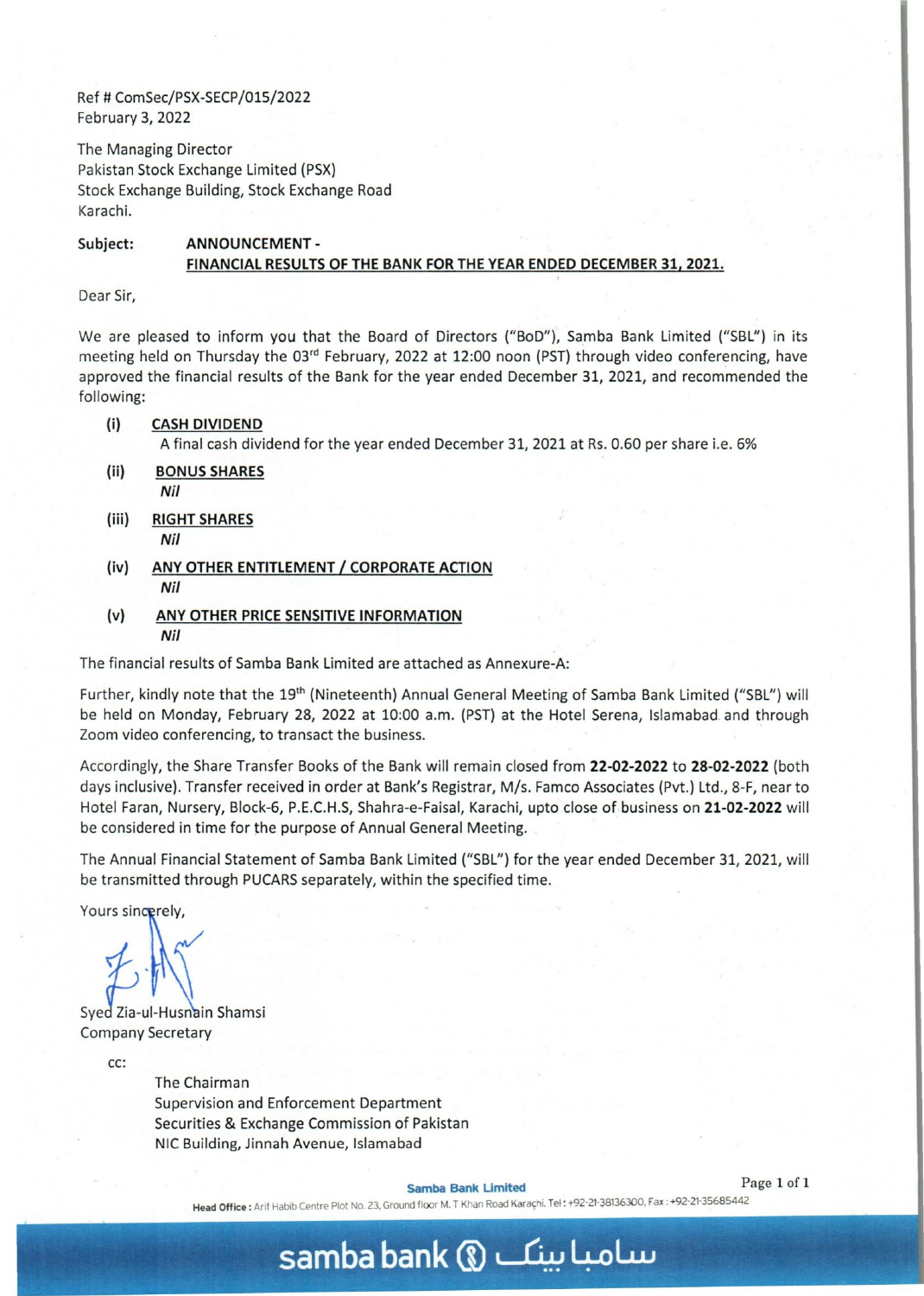Ref # ComSec/PSX-SECP/015/2022
February 3, 2022

The Managing Director
Pakistan Stock Exchange Limited (PSX)
Stock Exchange Building, Stock Exchange Road
Karachi.

**Subject:** **ANNOUNCEMENT - FINANCIAL RESULTS OF THE BANK FOR THE YEAR ENDED DECEMBER 31, 2021.**

Dear Sir,

We are pleased to inform you that the Board of Directors ("BoD"), Samba Bank Limited ("SBL") in its meeting held on Thursday the 03rd February, 2022 at 12:00 noon (PST) through video conferencing, have approved the financial results of the Bank for the year ended December 31, 2021, and recommended the following:

(i) **CASH DIVIDEND**
A final cash dividend for the year ended December 31, 2021 at Rs. 0.60 per share i.e. 6%

(ii) **BONUS SHARES**
*Nil*

(iii) **RIGHT SHARES**
*Nil*

(iv) **ANY OTHER ENTITLEMENT / CORPORATE ACTION**
*Nil*

(v) **ANY OTHER PRICE SENSITIVE INFORMATION**
*Nil*

The financial results of Samba Bank Limited are attached as Annexure-A:

Further, kindly note that the 19th (Nineteenth) Annual General Meeting of Samba Bank Limited ("SBL") will be held on Monday, February 28, 2022 at 10:00 a.m. (PST) at the Hotel Serena, Islamabad and through Zoom video conferencing, to transact the business.

Accordingly, the Share Transfer Books of the Bank will remain closed from **22-02-2022** to **28-02-2022** (both days inclusive). Transfer received in order at Bank's Registrar, M/s. Famco Associates (Pvt.) Ltd., 8-F, near to Hotel Faran, Nursery, Block-6, P.E.C.H.S, Shahra-e-Faisal, Karachi, upto close of business on **21-02-2022** will be considered in time for the purpose of Annual General Meeting.

The Annual Financial Statement of Samba Bank Limited ("SBL") for the year ended December 31, 2021, will be transmitted through PUCARS separately, within the specified time.

Yours sincerely,

Syed Zia-ul-Husnain Shamsi
Company Secretary

cc:

The Chairman
Supervision and Enforcement Department
Securities & Exchange Commission of Pakistan
NIC Building, Jinnah Avenue, Islamabad

**Samba Bank Limited**
**Head Office :** Arif Habib Centre Plot No. 23, Ground floor M. T Khan Road Karachi. Tel : +92-21-38136300, Fax : +92-21-35685442

samba bank سامبا بینک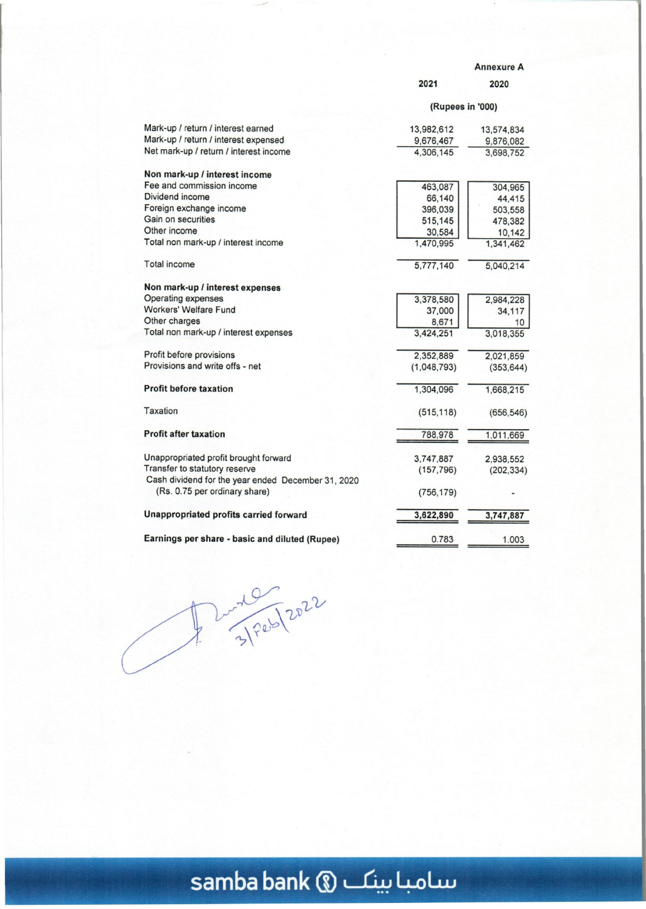Annexure A

| | 2021 | 2020 |
|---|---|---|
| | (Rupees in '000) | |
| Mark-up / return / interest earned | 13,982,612 | 13,574,834 |
| Mark-up / return / interest expensed | 9,676,467 | 9,876,082 |
| Net mark-up / return / interest income | 4,306,145 | 3,698,752 |
| **Non mark-up / interest income** | | |
| Fee and commission income | 463,087 | 304,965 |
| Dividend income | 66,140 | 44,415 |
| Foreign exchange income | 396,039 | 503,558 |
| Gain on securities | 515,145 | 478,382 |
| Other income | 30,584 | 10,142 |
| Total non mark-up / interest income | 1,470,995 | 1,341,462 |
| Total income | 5,777,140 | 5,040,214 |
| **Non mark-up / interest expenses** | | |
| Operating expenses | 3,378,580 | 2,984,228 |
| Workers' Welfare Fund | 37,000 | 34,117 |
| Other charges | 8,671 | 10 |
| Total non mark-up / interest expenses | 3,424,251 | 3,018,355 |
| Profit before provisions | 2,352,889 | 2,021,859 |
| Provisions and write offs - net | (1,048,793) | (353,644) |
| **Profit before taxation** | 1,304,096 | 1,668,215 |
| Taxation | (515,118) | (656,546) |
| **Profit after taxation** | 788,978 | 1,011,669 |
| Unappropriated profit brought forward | 3,747,887 | 2,938,552 |
| Transfer to statutory reserve | (157,796) | (202,334) |
| Cash dividend for the year ended December 31, 2020 (Rs. 0.75 per ordinary share) | (756,179) | - |
| **Unappropriated profits carried forward** | **3,622,890** | **3,747,887** |
| **Earnings per share - basic and diluted (Rupee)** | 0.783 | 1.003 |

3/Feb/2022

samba bank سامبا بينك